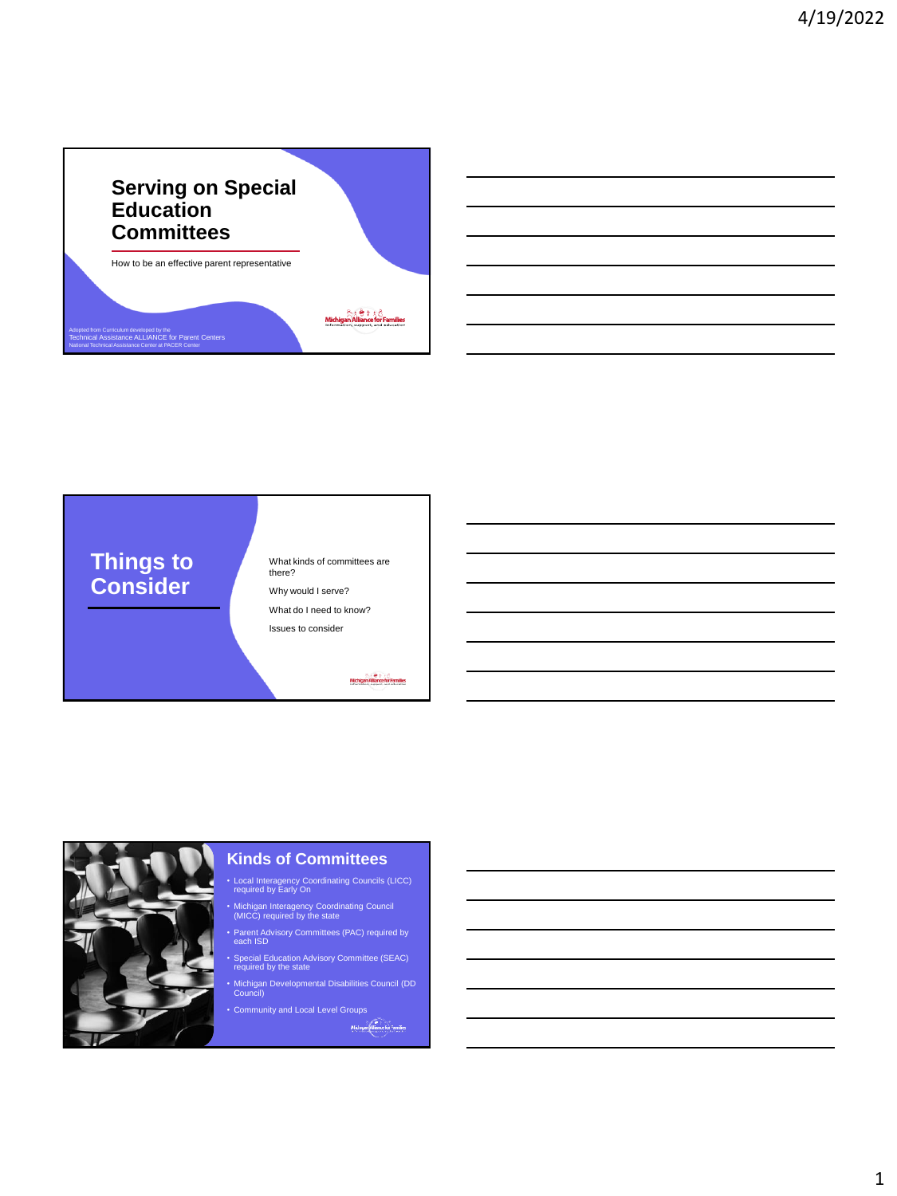# Serving on Special Education Committees

How to be an effective parent representative

Adopted from Curriculum developed by the
Technical Assistance ALLIANCE for Parent Centers
National Technical Assistance Center at PACER Center

Michigan Alliance for Families
Information, support, and education

## Things to Consider

- What kinds of committees are there?
- Why would I serve?
- What do I need to know?
- Issues to consider

## Kinds of Committees

- Local Interagency Coordinating Councils (LICC) required by Early On
- Michigan Interagency Coordinating Council (MICC) required by the state
- Parent Advisory Committees (PAC) required by each ISD
- Special Education Advisory Committee (SEAC) required by the state
- Michigan Developmental Disabilities Council (DD Council)
- Community and Local Level Groups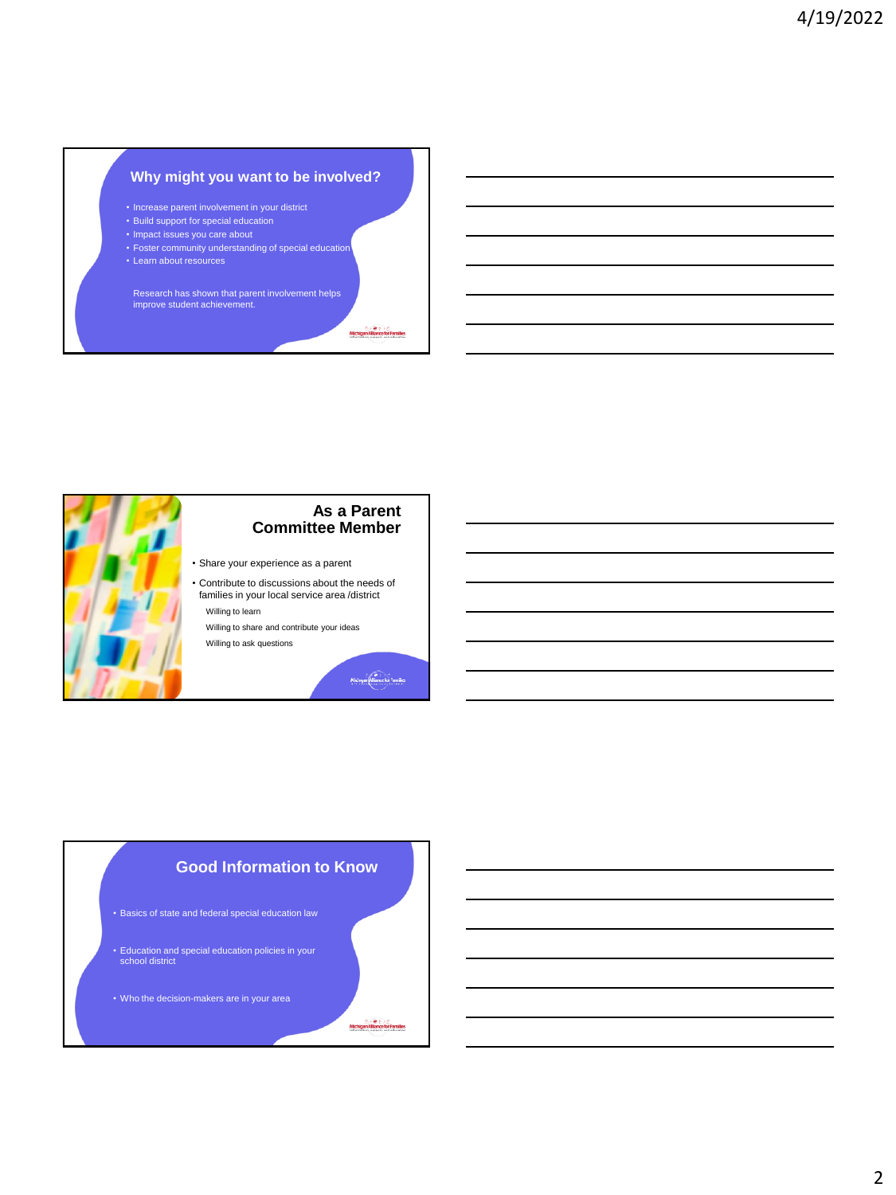## Why might you want to be involved?

- Increase parent involvement in your district
- Build support for special education
- Impact issues you care about
- Foster community understanding of special education
- Learn about resources

Research has shown that parent involvement helps improve student achievement.

## As a Parent Committee Member

- Share your experience as a parent
- Contribute to discussions about the needs of families in your local service area /district
  - Willing to learn
  - Willing to share and contribute your ideas
  - Willing to ask questions

## Good Information to Know

- Basics of state and federal special education law
- Education and special education policies in your school district
- Who the decision-makers are in your area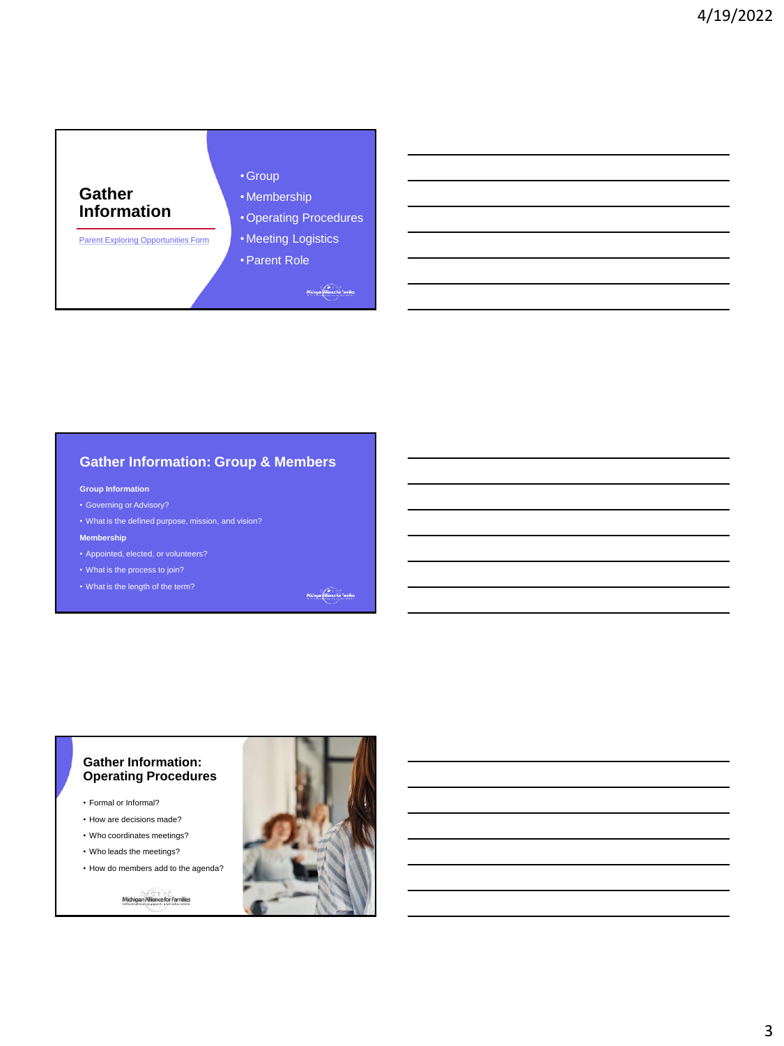## Gather Information

Parent Exploring Opportunities Form

- Group
- Membership
- Operating Procedures
- Meeting Logistics
- Parent Role

## Gather Information: Group & Members

**Group Information**

- Governing or Advisory?
- What is the defined purpose, mission, and vision?

**Membership**

- Appointed, elected, or volunteers?
- What is the process to join?
- What is the length of the term?

## Gather Information: Operating Procedures

- Formal or Informal?
- How are decisions made?
- Who coordinates meetings?
- Who leads the meetings?
- How do members add to the agenda?

Michigan Alliance for Families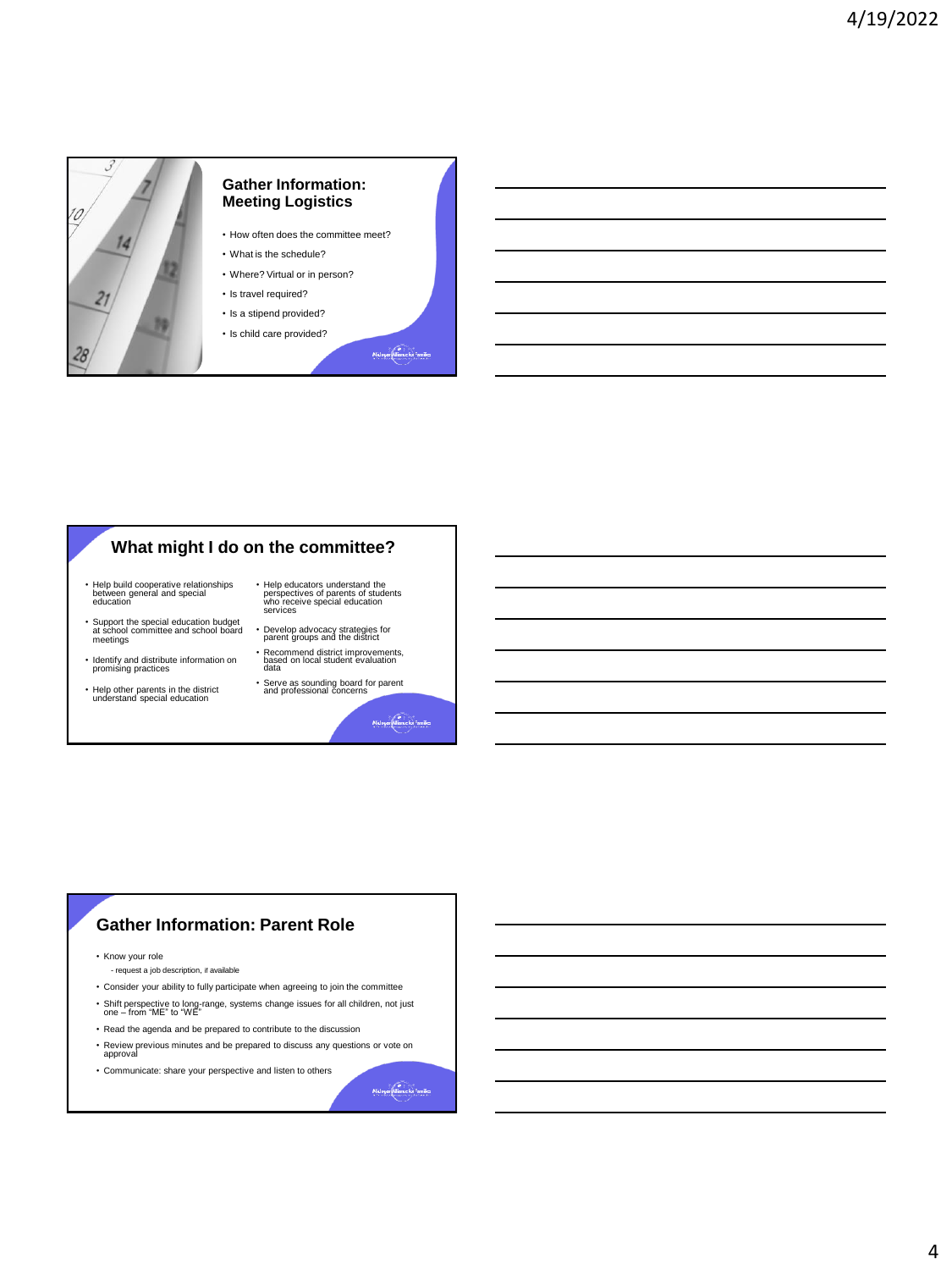## Gather Information: Meeting Logistics

- How often does the committee meet?
- What is the schedule?
- Where? Virtual or in person?
- Is travel required?
- Is a stipend provided?
- Is child care provided?

## What might I do on the committee?

- Help build cooperative relationships between general and special education
- Support the special education budget at school committee and school board meetings
- Identify and distribute information on promising practices
- Help other parents in the district understand special education
- Help educators understand the perspectives of parents of students who receive special education services
- Develop advocacy strategies for parent groups and the district
- Recommend district improvements, based on local student evaluation data
- Serve as sounding board for parent and professional concerns

## Gather Information: Parent Role

- Know your role
  - request a job description, if available
- Consider your ability to fully participate when agreeing to join the committee
- Shift perspective to long-range, systems change issues for all children, not just one – from "ME" to "WE"
- Read the agenda and be prepared to contribute to the discussion
- Review previous minutes and be prepared to discuss any questions or vote on approval
- Communicate: share your perspective and listen to others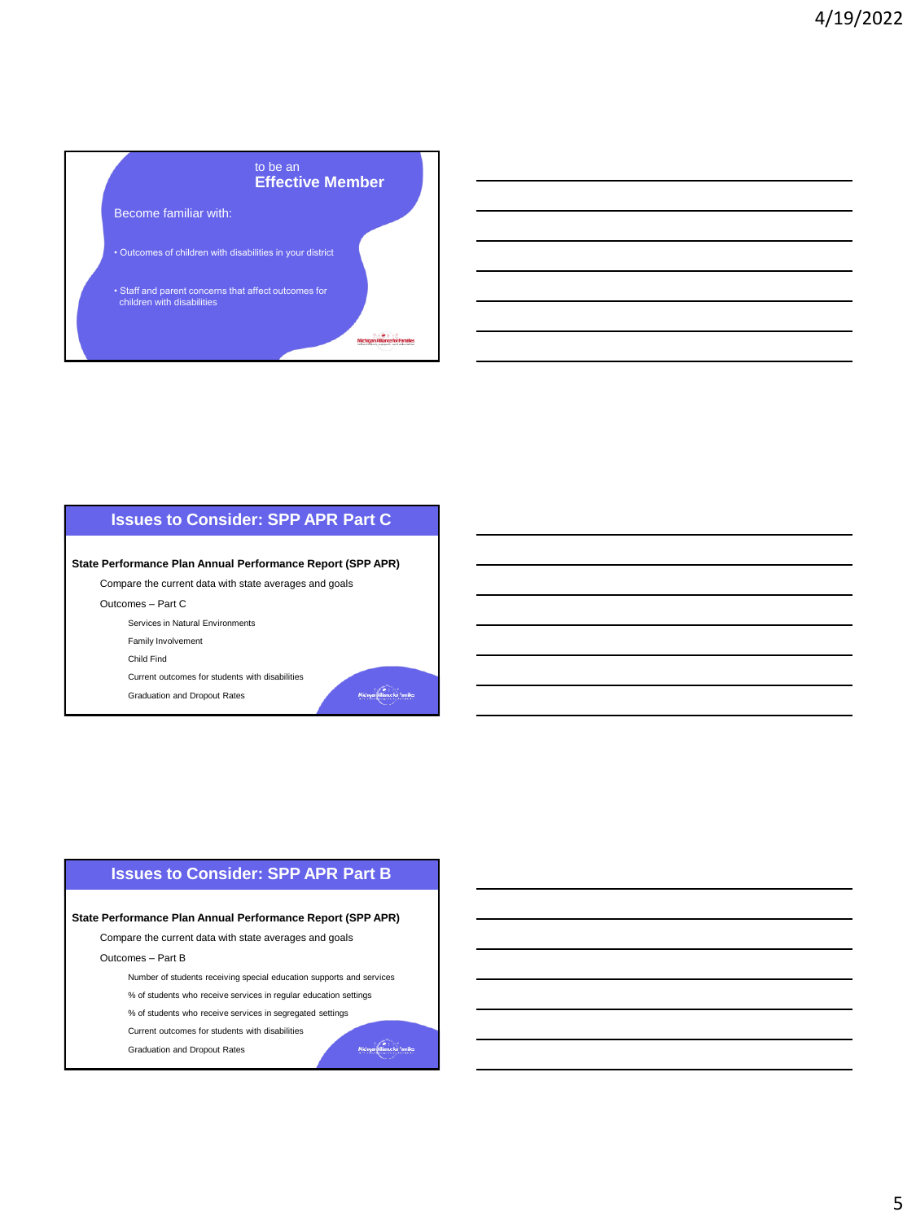## to be an **Effective Member**

Become familiar with:

- Outcomes of children with disabilities in your district
- Staff and parent concerns that affect outcomes for children with disabilities

## Issues to Consider: SPP APR Part C

**State Performance Plan Annual Performance Report (SPP APR)**

Compare the current data with state averages and goals

Outcomes – Part C

- Services in Natural Environments
- Family Involvement
- Child Find
- Current outcomes for students with disabilities
- Graduation and Dropout Rates

## Issues to Consider: SPP APR Part B

**State Performance Plan Annual Performance Report (SPP APR)**

Compare the current data with state averages and goals

Outcomes – Part B

- Number of students receiving special education supports and services
- % of students who receive services in regular education settings
- % of students who receive services in segregated settings
- Current outcomes for students with disabilities
- Graduation and Dropout Rates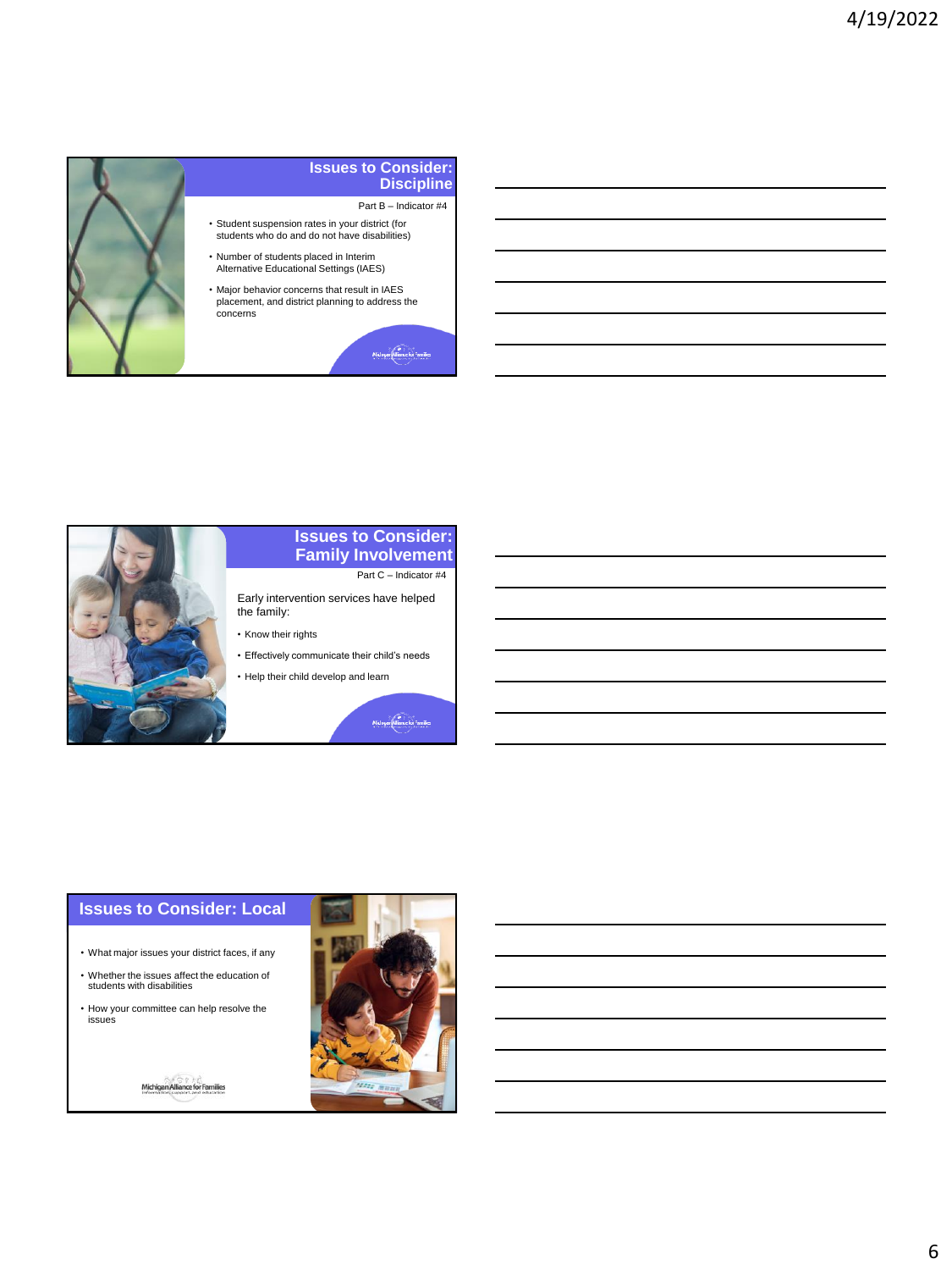## Issues to Consider: Discipline

Part B – Indicator #4

- Student suspension rates in your district (for students who do and do not have disabilities)
- Number of students placed in Interim Alternative Educational Settings (IAES)
- Major behavior concerns that result in IAES placement, and district planning to address the concerns

## Issues to Consider: Family Involvement

Part C – Indicator #4

Early intervention services have helped the family:

- Know their rights
- Effectively communicate their child's needs
- Help their child develop and learn

## Issues to Consider: Local

- What major issues your district faces, if any
- Whether the issues affect the education of students with disabilities
- How your committee can help resolve the issues

Michigan Alliance for Families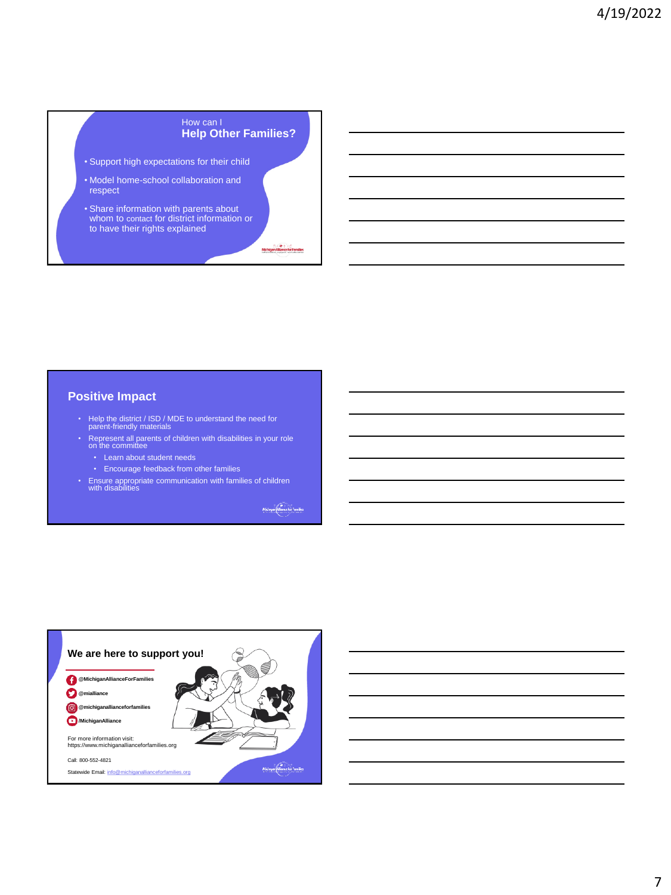## How can I
## Help Other Families?

- Support high expectations for their child
- Model home-school collaboration and respect
- Share information with parents about whom to contact for district information or to have their rights explained

## Positive Impact

- Help the district / ISD / MDE to understand the need for parent-friendly materials
- Represent all parents of children with disabilities in your role on the committee
  - Learn about student needs
  - Encourage feedback from other families
- Ensure appropriate communication with families of children with disabilities

## We are here to support you!

- @MichiganAllianceForFamilies
- @mialliance
- @michiganallianceforfamilies
- /MichiganAlliance

For more information visit:
https://www.michiganallianceforfamilies.org

Call: 800-552-4821

Statewide Email: info@michiganallianceforfamilies.org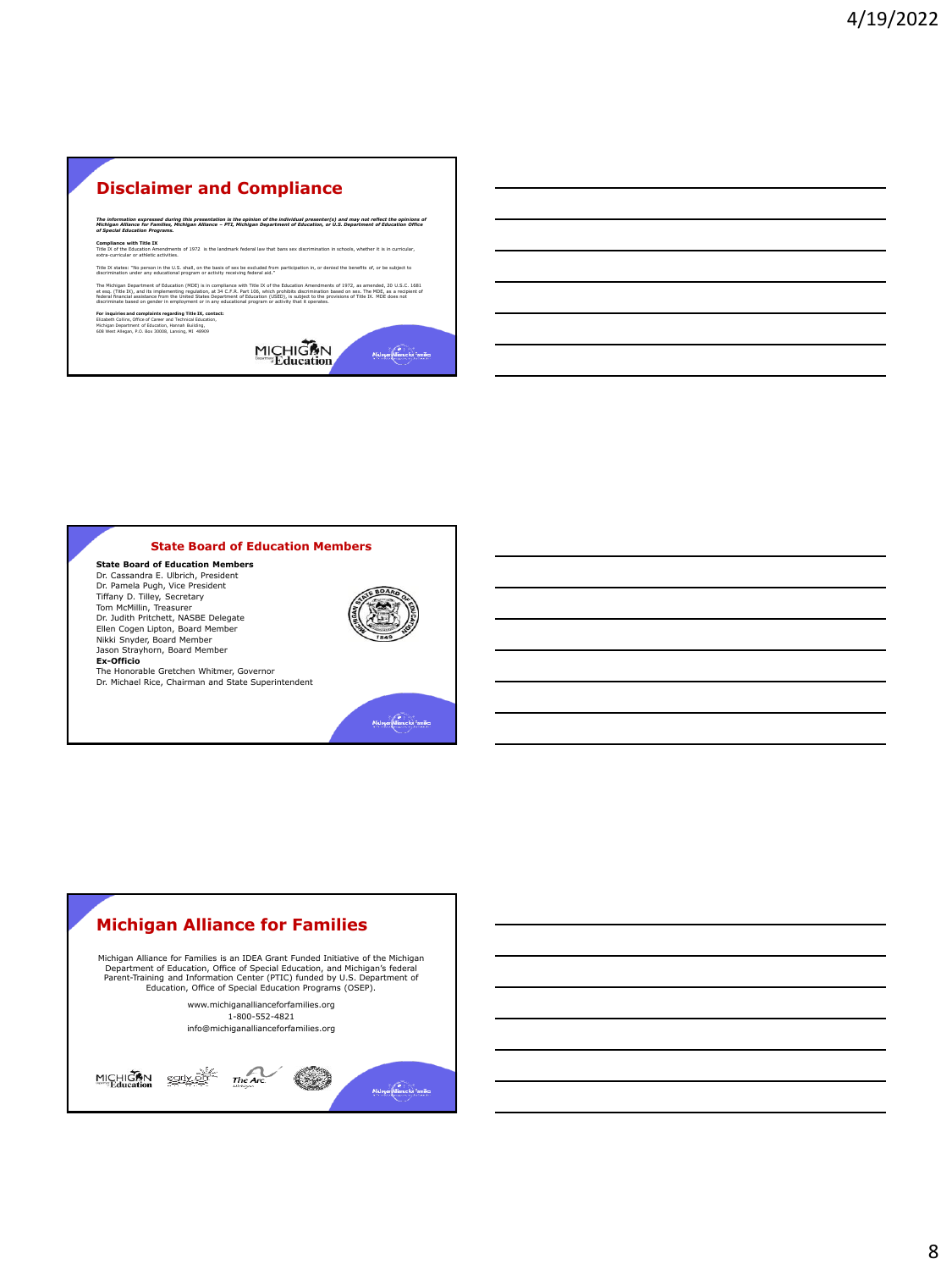## Disclaimer and Compliance

***The information expressed during this presentation is the opinion of the individual presenter(s) and may not reflect the opinions of Michigan Alliance for Families, Michigan Alliance – PTI, Michigan Department of Education, or U.S. Department of Education Office of Special Education Programs.***

**Compliance with Title IX**
Title IX of the Education Amendments of 1972 is the landmark federal law that bans sex discrimination in schools, whether it is in curricular, extra-curricular or athletic activities.

Title IX states: "No person in the U.S. shall, on the basis of sex be excluded from participation in, or denied the benefits of, or be subject to discrimination under any educational program or activity receiving federal aid."

The Michigan Department of Education (MDE) is in compliance with Title IX of the Education Amendments of 1972, as amended, 20 U.S.C. 1681 et seq. (Title IX), and its implementing regulation, at 34 C.F.R. Part 106, which prohibits discrimination based on sex. The MDE, as a recipient of federal financial assistance from the United States Department of Education (USED), is subject to the provisions of Title IX. MDE does not discriminate based on gender in employment or in any educational program or activity that it operates.

**For inquiries and complaints regarding Title IX, contact:**
Elizabeth Collins, Office of Career and Technical Education,
Michigan Department of Education, Hannah Building,
608 West Allegan, P.O. Box 30008, Lansing, MI 48909

## State Board of Education Members

**State Board of Education Members**
Dr. Cassandra E. Ulbrich, President
Dr. Pamela Pugh, Vice President
Tiffany D. Tilley, Secretary
Tom McMillin, Treasurer
Dr. Judith Pritchett, NASBE Delegate
Ellen Cogen Lipton, Board Member
Nikki Snyder, Board Member
Jason Strayhorn, Board Member
**Ex-Officio**
The Honorable Gretchen Whitmer, Governor
Dr. Michael Rice, Chairman and State Superintendent

## Michigan Alliance for Families

Michigan Alliance for Families is an IDEA Grant Funded Initiative of the Michigan Department of Education, Office of Special Education, and Michigan's federal Parent-Training and Information Center (PTIC) funded by U.S. Department of Education, Office of Special Education Programs (OSEP).

www.michiganallianceforfamilies.org
1-800-552-4821
info@michiganallianceforfamilies.org